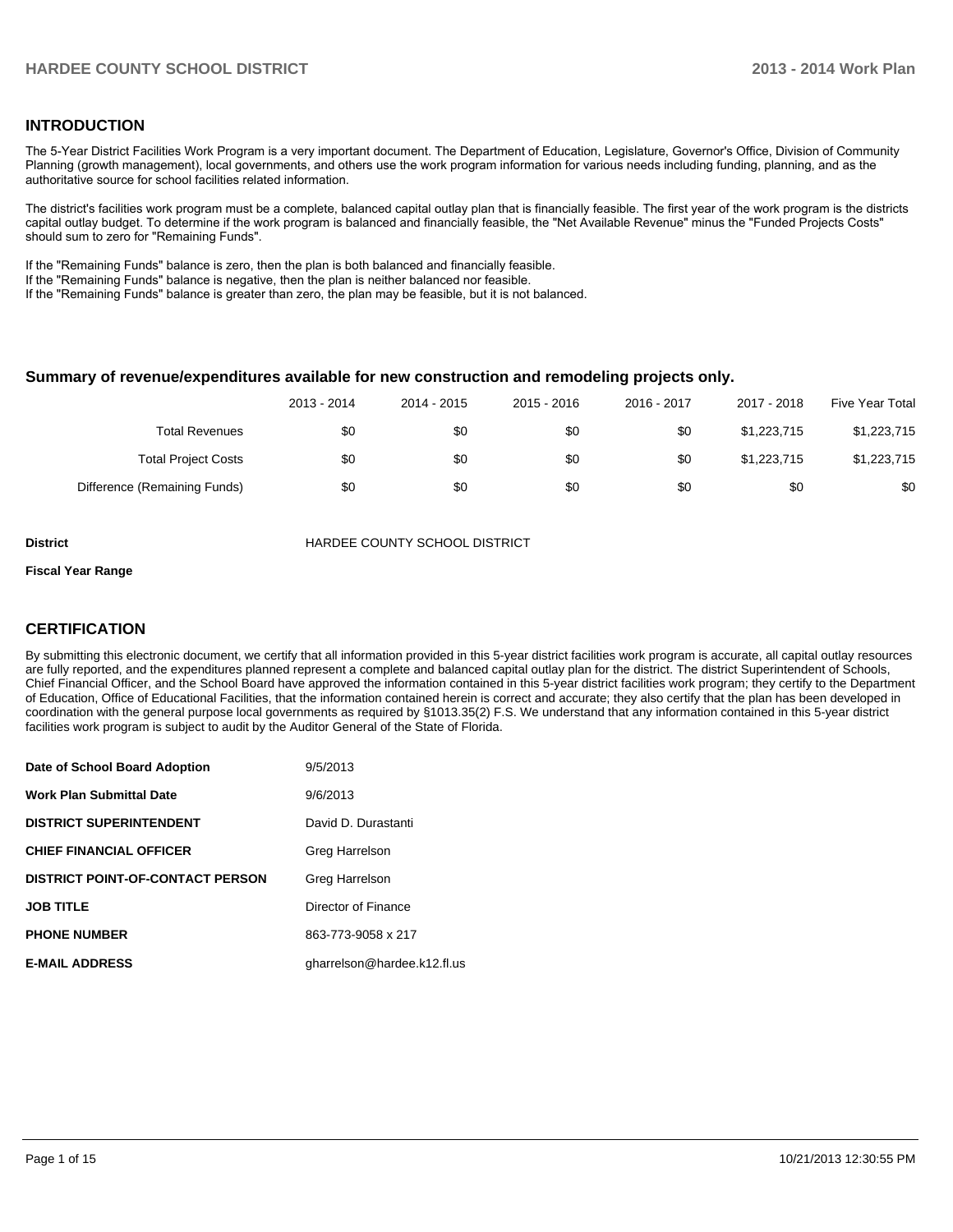## INTRODUCTION

The 5-Year District Facilities Work Program is a very important document. The Department of Education, Legislature, Governor's Office, Division of Community Planning (growth management), local governments, and others use the work program information for various needs including funding, planning, and as the authoritative source for school facilities related information.

The district's facilities work program must be a complete, balanced capital outlay plan that is financially feasible. The first year of the work program is the districts capital outlay budget. To determine if the work program is balanced and financially feasible, the "Net Available Revenue" minus the "Funded Projects Costs" should sum to zero for "Remaining Funds".

If the "Remaining Funds" balance is zero, then the plan is both balanced and financially feasible.
If the "Remaining Funds" balance is negative, then the plan is neither balanced nor feasible.
If the "Remaining Funds" balance is greater than zero, the plan may be feasible, but it is not balanced.

### Summary of revenue/expenditures available for new construction and remodeling projects only.

| | 2013 - 2014 | 2014 - 2015 | 2015 - 2016 | 2016 - 2017 | 2017 - 2018 | Five Year Total |
|---|---|---|---|---|---|---|
| Total Revenues | $0 | $0 | $0 | $0 | $1,223,715 | $1,223,715 |
| Total Project Costs | $0 | $0 | $0 | $0 | $1,223,715 | $1,223,715 |
| Difference (Remaining Funds) | $0 | $0 | $0 | $0 | $0 | $0 |

**District** HARDEE COUNTY SCHOOL DISTRICT

**Fiscal Year Range**

## CERTIFICATION

By submitting this electronic document, we certify that all information provided in this 5-year district facilities work program is accurate, all capital outlay resources are fully reported, and the expenditures planned represent a complete and balanced capital outlay plan for the district. The district Superintendent of Schools, Chief Financial Officer, and the School Board have approved the information contained in this 5-year district facilities work program; they certify to the Department of Education, Office of Educational Facilities, that the information contained herein is correct and accurate; they also certify that the plan has been developed in coordination with the general purpose local governments as required by §1013.35(2) F.S. We understand that any information contained in this 5-year district facilities work program is subject to audit by the Auditor General of the State of Florida.

| | |
|---|---|
| **Date of School Board Adoption** | 9/5/2013 |
| **Work Plan Submittal Date** | 9/6/2013 |
| **DISTRICT SUPERINTENDENT** | David D. Durastanti |
| **CHIEF FINANCIAL OFFICER** | Greg Harrelson |
| **DISTRICT POINT-OF-CONTACT PERSON** | Greg Harrelson |
| **JOB TITLE** | Director of Finance |
| **PHONE NUMBER** | 863-773-9058 x 217 |
| **E-MAIL ADDRESS** | gharrelson@hardee.k12.fl.us |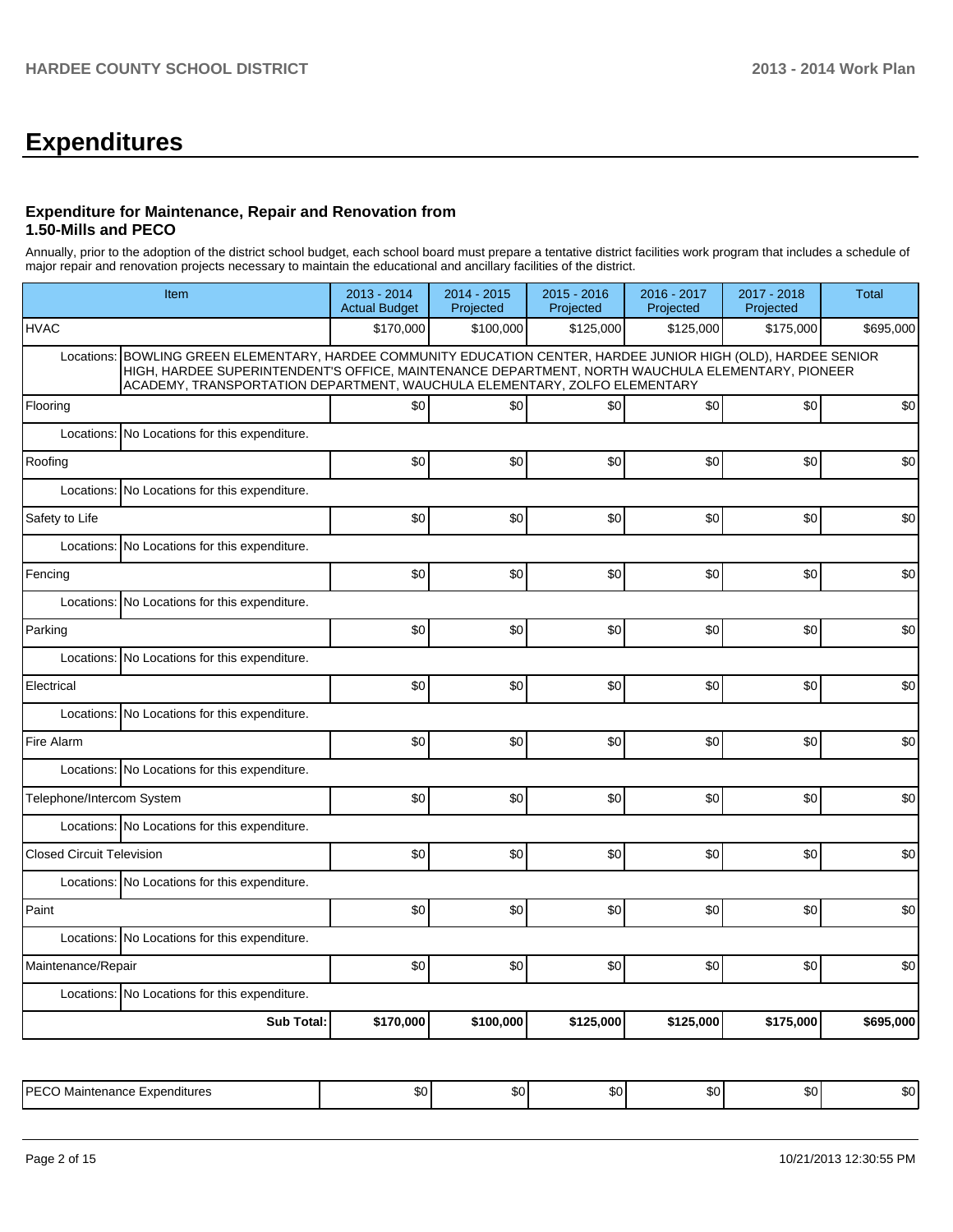# Expenditures

### Expenditure for Maintenance, Repair and Renovation from 1.50-Mills and PECO

Annually, prior to the adoption of the district school budget, each school board must prepare a tentative district facilities work program that includes a schedule of major repair and renovation projects necessary to maintain the educational and ancillary facilities of the district.

| Item | | 2013 - 2014 Actual Budget | 2014 - 2015 Projected | 2015 - 2016 Projected | 2016 - 2017 Projected | 2017 - 2018 Projected | Total |
|---|---|---|---|---|---|---|---|
| HVAC | | $170,000 | $100,000 | $125,000 | $125,000 | $175,000 | $695,000 |
| Locations: | BOWLING GREEN ELEMENTARY, HARDEE COMMUNITY EDUCATION CENTER, HARDEE JUNIOR HIGH (OLD), HARDEE SENIOR HIGH, HARDEE SUPERINTENDENT'S OFFICE, MAINTENANCE DEPARTMENT, NORTH WAUCHULA ELEMENTARY, PIONEER ACADEMY, TRANSPORTATION DEPARTMENT, WAUCHULA ELEMENTARY, ZOLFO ELEMENTARY | | | | | | |
| Flooring | | $0 | $0 | $0 | $0 | $0 | $0 |
| Locations: | No Locations for this expenditure. | | | | | | |
| Roofing | | $0 | $0 | $0 | $0 | $0 | $0 |
| Locations: | No Locations for this expenditure. | | | | | | |
| Safety to Life | | $0 | $0 | $0 | $0 | $0 | $0 |
| Locations: | No Locations for this expenditure. | | | | | | |
| Fencing | | $0 | $0 | $0 | $0 | $0 | $0 |
| Locations: | No Locations for this expenditure. | | | | | | |
| Parking | | $0 | $0 | $0 | $0 | $0 | $0 |
| Locations: | No Locations for this expenditure. | | | | | | |
| Electrical | | $0 | $0 | $0 | $0 | $0 | $0 |
| Locations: | No Locations for this expenditure. | | | | | | |
| Fire Alarm | | $0 | $0 | $0 | $0 | $0 | $0 |
| Locations: | No Locations for this expenditure. | | | | | | |
| Telephone/Intercom System | | $0 | $0 | $0 | $0 | $0 | $0 |
| Locations: | No Locations for this expenditure. | | | | | | |
| Closed Circuit Television | | $0 | $0 | $0 | $0 | $0 | $0 |
| Locations: | No Locations for this expenditure. | | | | | | |
| Paint | | $0 | $0 | $0 | $0 | $0 | $0 |
| Locations: | No Locations for this expenditure. | | | | | | |
| Maintenance/Repair | | $0 | $0 | $0 | $0 | $0 | $0 |
| Locations: | No Locations for this expenditure. | | | | | | |
| | **Sub Total:** | **$170,000** | **$100,000** | **$125,000** | **$125,000** | **$175,000** | **$695,000** |

| | | | | | | |
|---|---|---|---|---|---|---|
| PECO Maintenance Expenditures | $0 | $0 | $0 | $0 | $0 | $0 |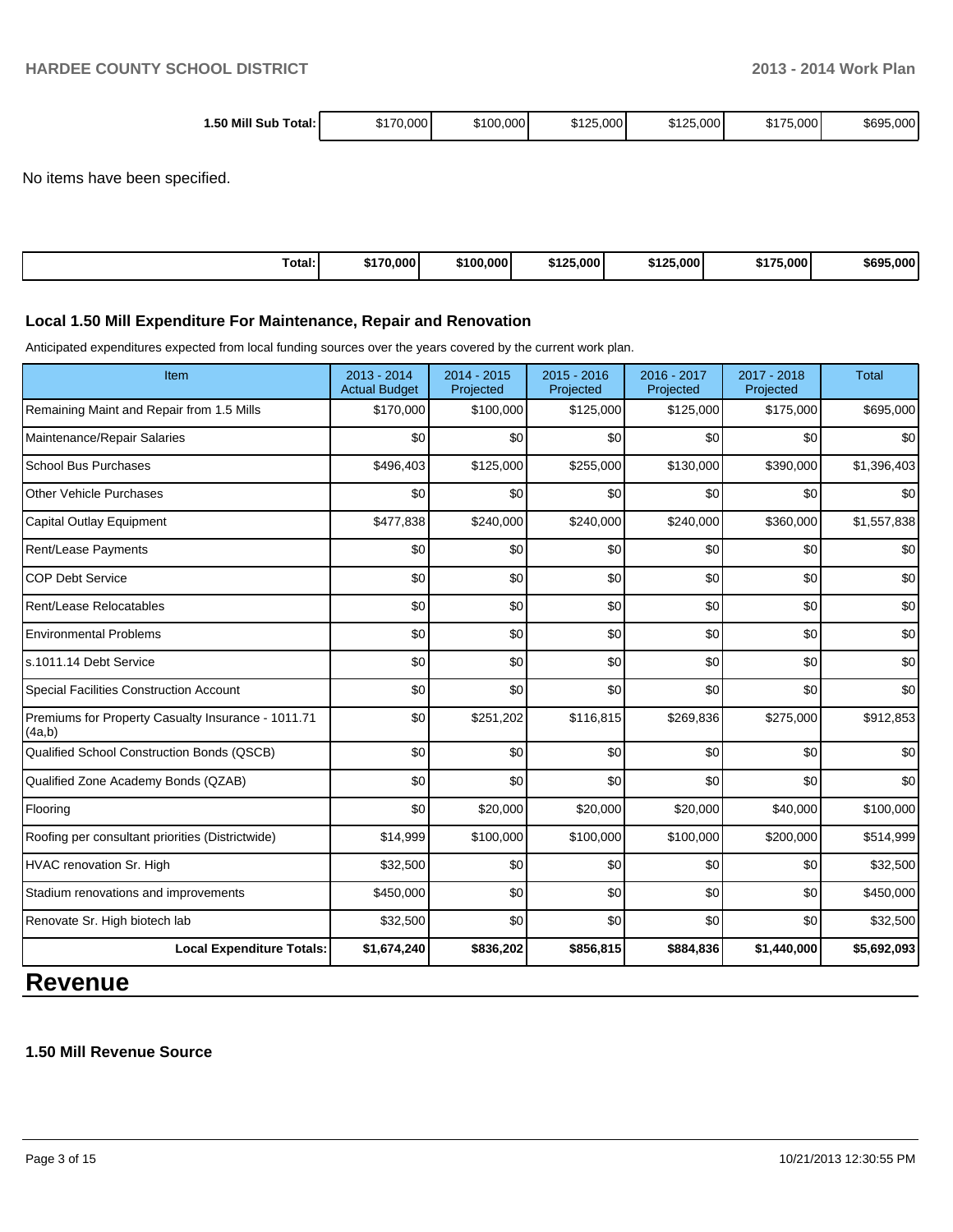| 1.50 Mill Sub Total: | $170,000 | $100,000 | $125,000 | $125,000 | $175,000 | $695,000 |
|---|---|---|---|---|---|---|

No items have been specified.

| Total: | $170,000 | $100,000 | $125,000 | $125,000 | $175,000 | $695,000 |
|---|---|---|---|---|---|---|

### Local 1.50 Mill Expenditure For Maintenance, Repair and Renovation

Anticipated expenditures expected from local funding sources over the years covered by the current work plan.

| Item | 2013 - 2014 Actual Budget | 2014 - 2015 Projected | 2015 - 2016 Projected | 2016 - 2017 Projected | 2017 - 2018 Projected | Total |
|---|---|---|---|---|---|---|
| Remaining Maint and Repair from 1.5 Mills | $170,000 | $100,000 | $125,000 | $125,000 | $175,000 | $695,000 |
| Maintenance/Repair Salaries | $0 | $0 | $0 | $0 | $0 | $0 |
| School Bus Purchases | $496,403 | $125,000 | $255,000 | $130,000 | $390,000 | $1,396,403 |
| Other Vehicle Purchases | $0 | $0 | $0 | $0 | $0 | $0 |
| Capital Outlay Equipment | $477,838 | $240,000 | $240,000 | $240,000 | $360,000 | $1,557,838 |
| Rent/Lease Payments | $0 | $0 | $0 | $0 | $0 | $0 |
| COP Debt Service | $0 | $0 | $0 | $0 | $0 | $0 |
| Rent/Lease Relocatables | $0 | $0 | $0 | $0 | $0 | $0 |
| Environmental Problems | $0 | $0 | $0 | $0 | $0 | $0 |
| s.1011.14 Debt Service | $0 | $0 | $0 | $0 | $0 | $0 |
| Special Facilities Construction Account | $0 | $0 | $0 | $0 | $0 | $0 |
| Premiums for Property Casualty Insurance - 1011.71 (4a,b) | $0 | $251,202 | $116,815 | $269,836 | $275,000 | $912,853 |
| Qualified School Construction Bonds (QSCB) | $0 | $0 | $0 | $0 | $0 | $0 |
| Qualified Zone Academy Bonds (QZAB) | $0 | $0 | $0 | $0 | $0 | $0 |
| Flooring | $0 | $20,000 | $20,000 | $20,000 | $40,000 | $100,000 |
| Roofing per consultant priorities (Districtwide) | $14,999 | $100,000 | $100,000 | $100,000 | $200,000 | $514,999 |
| HVAC renovation Sr. High | $32,500 | $0 | $0 | $0 | $0 | $32,500 |
| Stadium renovations and improvements | $450,000 | $0 | $0 | $0 | $0 | $450,000 |
| Renovate Sr. High biotech lab | $32,500 | $0 | $0 | $0 | $0 | $32,500 |
| **Local Expenditure Totals:** | **$1,674,240** | **$836,202** | **$856,815** | **$884,836** | **$1,440,000** | **$5,692,093** |

# Revenue

### 1.50 Mill Revenue Source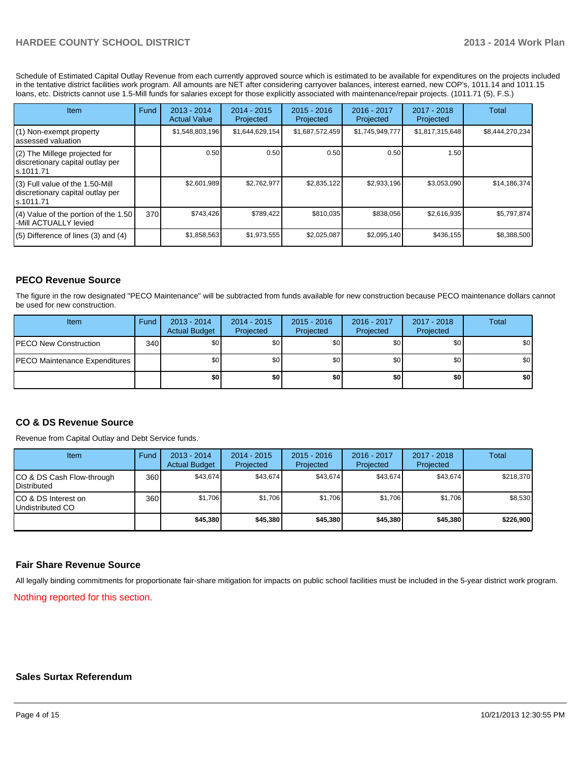Schedule of Estimated Capital Outlay Revenue from each currently approved source which is estimated to be available for expenditures on the projects included in the tentative district facilities work program. All amounts are NET after considering carryover balances, interest earned, new COP's, 1011.14 and 1011.15 loans, etc. Districts cannot use 1.5-Mill funds for salaries except for those explicitly associated with maintenance/repair projects. (1011.71 (5), F.S.)

| Item | Fund | 2013 - 2014 Actual Value | 2014 - 2015 Projected | 2015 - 2016 Projected | 2016 - 2017 Projected | 2017 - 2018 Projected | Total |
|---|---|---|---|---|---|---|---|
| (1) Non-exempt property assessed valuation | | $1,548,803,196 | $1,644,629,154 | $1,687,572,459 | $1,745,949,777 | $1,817,315,648 | $8,444,270,234 |
| (2) The Millege projected for discretionary capital outlay per s.1011.71 | | 0.50 | 0.50 | 0.50 | 0.50 | 1.50 | |
| (3) Full value of the 1.50-Mill discretionary capital outlay per s.1011.71 | | $2,601,989 | $2,762,977 | $2,835,122 | $2,933,196 | $3,053,090 | $14,186,374 |
| (4) Value of the portion of the 1.50 -Mill ACTUALLY levied | 370 | $743,426 | $789,422 | $810,035 | $838,056 | $2,616,935 | $5,797,874 |
| (5) Difference of lines (3) and (4) | | $1,858,563 | $1,973,555 | $2,025,087 | $2,095,140 | $436,155 | $8,388,500 |

## PECO Revenue Source

The figure in the row designated "PECO Maintenance" will be subtracted from funds available for new construction because PECO maintenance dollars cannot be used for new construction.

| Item | Fund | 2013 - 2014 Actual Budget | 2014 - 2015 Projected | 2015 - 2016 Projected | 2016 - 2017 Projected | 2017 - 2018 Projected | Total |
|---|---|---|---|---|---|---|---|
| PECO New Construction | 340 | $0 | $0 | $0 | $0 | $0 | $0 |
| PECO Maintenance Expenditures | | $0 | $0 | $0 | $0 | $0 | $0 |
| | | **$0** | **$0** | **$0** | **$0** | **$0** | **$0** |

## CO & DS Revenue Source

Revenue from Capital Outlay and Debt Service funds.

| Item | Fund | 2013 - 2014 Actual Budget | 2014 - 2015 Projected | 2015 - 2016 Projected | 2016 - 2017 Projected | 2017 - 2018 Projected | Total |
|---|---|---|---|---|---|---|---|
| CO & DS Cash Flow-through Distributed | 360 | $43,674 | $43,674 | $43,674 | $43,674 | $43,674 | $218,370 |
| CO & DS Interest on Undistributed CO | 360 | $1,706 | $1,706 | $1,706 | $1,706 | $1,706 | $8,530 |
| | | **$45,380** | **$45,380** | **$45,380** | **$45,380** | **$45,380** | **$226,900** |

## Fair Share Revenue Source

All legally binding commitments for proportionate fair-share mitigation for impacts on public school facilities must be included in the 5-year district work program.

Nothing reported for this section.

## Sales Surtax Referendum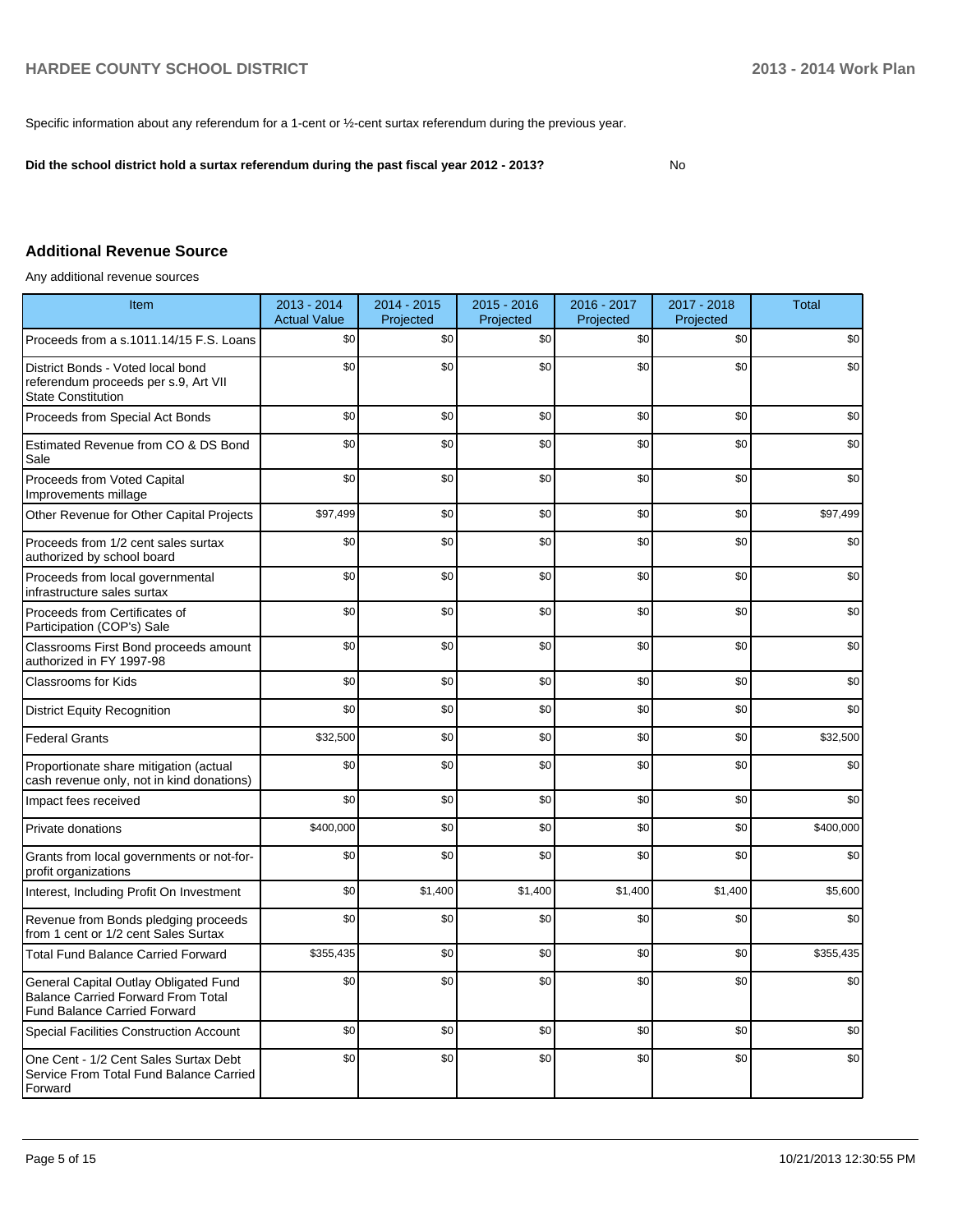Specific information about any referendum for a 1-cent or ½-cent surtax referendum during the previous year.

**Did the school district hold a surtax referendum during the past fiscal year 2012 - 2013?** No

## Additional Revenue Source

Any additional revenue sources

| Item | 2013 - 2014 Actual Value | 2014 - 2015 Projected | 2015 - 2016 Projected | 2016 - 2017 Projected | 2017 - 2018 Projected | Total |
|---|---|---|---|---|---|---|
| Proceeds from a s.1011.14/15 F.S. Loans | $0 | $0 | $0 | $0 | $0 | $0 |
| District Bonds - Voted local bond referendum proceeds per s.9, Art VII State Constitution | $0 | $0 | $0 | $0 | $0 | $0 |
| Proceeds from Special Act Bonds | $0 | $0 | $0 | $0 | $0 | $0 |
| Estimated Revenue from CO & DS Bond Sale | $0 | $0 | $0 | $0 | $0 | $0 |
| Proceeds from Voted Capital Improvements millage | $0 | $0 | $0 | $0 | $0 | $0 |
| Other Revenue for Other Capital Projects | $97,499 | $0 | $0 | $0 | $0 | $97,499 |
| Proceeds from 1/2 cent sales surtax authorized by school board | $0 | $0 | $0 | $0 | $0 | $0 |
| Proceeds from local governmental infrastructure sales surtax | $0 | $0 | $0 | $0 | $0 | $0 |
| Proceeds from Certificates of Participation (COP's) Sale | $0 | $0 | $0 | $0 | $0 | $0 |
| Classrooms First Bond proceeds amount authorized in FY 1997-98 | $0 | $0 | $0 | $0 | $0 | $0 |
| Classrooms for Kids | $0 | $0 | $0 | $0 | $0 | $0 |
| District Equity Recognition | $0 | $0 | $0 | $0 | $0 | $0 |
| Federal Grants | $32,500 | $0 | $0 | $0 | $0 | $32,500 |
| Proportionate share mitigation (actual cash revenue only, not in kind donations) | $0 | $0 | $0 | $0 | $0 | $0 |
| Impact fees received | $0 | $0 | $0 | $0 | $0 | $0 |
| Private donations | $400,000 | $0 | $0 | $0 | $0 | $400,000 |
| Grants from local governments or not-for-profit organizations | $0 | $0 | $0 | $0 | $0 | $0 |
| Interest, Including Profit On Investment | $0 | $1,400 | $1,400 | $1,400 | $1,400 | $5,600 |
| Revenue from Bonds pledging proceeds from 1 cent or 1/2 cent Sales Surtax | $0 | $0 | $0 | $0 | $0 | $0 |
| Total Fund Balance Carried Forward | $355,435 | $0 | $0 | $0 | $0 | $355,435 |
| General Capital Outlay Obligated Fund Balance Carried Forward From Total Fund Balance Carried Forward | $0 | $0 | $0 | $0 | $0 | $0 |
| Special Facilities Construction Account | $0 | $0 | $0 | $0 | $0 | $0 |
| One Cent - 1/2 Cent Sales Surtax Debt Service From Total Fund Balance Carried Forward | $0 | $0 | $0 | $0 | $0 | $0 |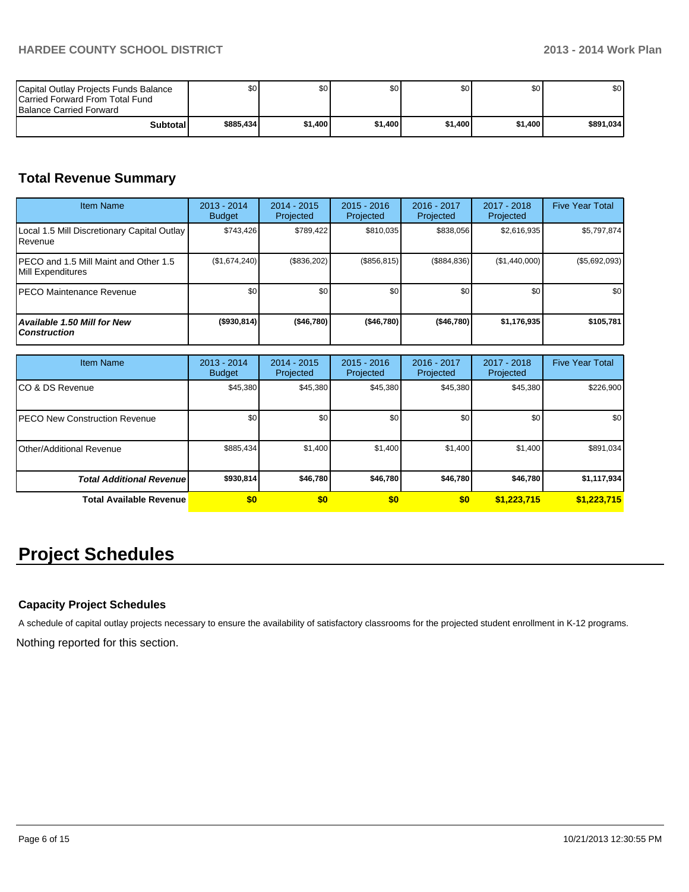| | | | | | | |
|---|---|---|---|---|---|---|
| Capital Outlay Projects Funds Balance Carried Forward From Total Fund Balance Carried Forward | $0 | $0 | $0 | $0 | $0 | $0 |
| **Subtotal** | **$885,434** | **$1,400** | **$1,400** | **$1,400** | **$1,400** | **$891,034** |

## Total Revenue Summary

| Item Name | 2013 - 2014 Budget | 2014 - 2015 Projected | 2015 - 2016 Projected | 2016 - 2017 Projected | 2017 - 2018 Projected | Five Year Total |
|---|---|---|---|---|---|---|
| Local 1.5 Mill Discretionary Capital Outlay Revenue | $743,426 | $789,422 | $810,035 | $838,056 | $2,616,935 | $5,797,874 |
| PECO and 1.5 Mill Maint and Other 1.5 Mill Expenditures | ($1,674,240) | ($836,202) | ($856,815) | ($884,836) | ($1,440,000) | ($5,692,093) |
| PECO Maintenance Revenue | $0 | $0 | $0 | $0 | $0 | $0 |
| ***Available 1.50 Mill for New Construction*** | **($930,814)** | **($46,780)** | **($46,780)** | **($46,780)** | **$1,176,935** | **$105,781** |

| Item Name | 2013 - 2014 Budget | 2014 - 2015 Projected | 2015 - 2016 Projected | 2016 - 2017 Projected | 2017 - 2018 Projected | Five Year Total |
|---|---|---|---|---|---|---|
| CO & DS Revenue | $45,380 | $45,380 | $45,380 | $45,380 | $45,380 | $226,900 |
| PECO New Construction Revenue | $0 | $0 | $0 | $0 | $0 | $0 |
| Other/Additional Revenue | $885,434 | $1,400 | $1,400 | $1,400 | $1,400 | $891,034 |
| ***Total Additional Revenue*** | **$930,814** | **$46,780** | **$46,780** | **$46,780** | **$46,780** | **$1,117,934** |
| **Total Available Revenue** | **$0** | **$0** | **$0** | **$0** | **$1,223,715** | **$1,223,715** |

# Project Schedules

### Capacity Project Schedules

A schedule of capital outlay projects necessary to ensure the availability of satisfactory classrooms for the projected student enrollment in K-12 programs.

Nothing reported for this section.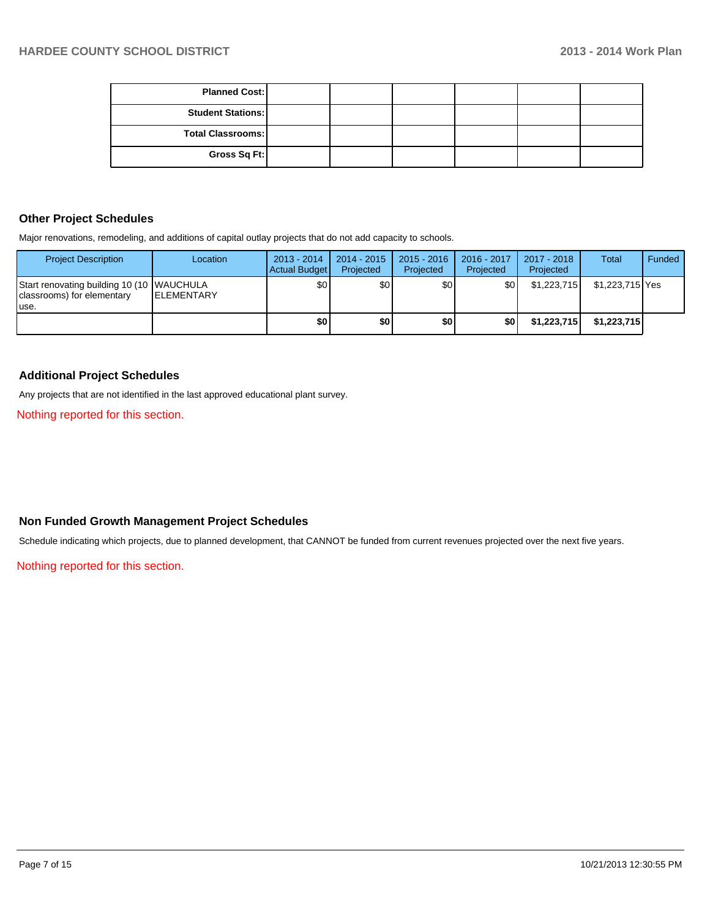| | | | | | | |
|---|---|---|---|---|---|---|
| **Planned Cost:** | | | | | | |
| **Student Stations:** | | | | | | |
| **Total Classrooms:** | | | | | | |
| **Gross Sq Ft:** | | | | | | |

## Other Project Schedules

Major renovations, remodeling, and additions of capital outlay projects that do not add capacity to schools.

| Project Description | Location | 2013 - 2014 Actual Budget | 2014 - 2015 Projected | 2015 - 2016 Projected | 2016 - 2017 Projected | 2017 - 2018 Projected | Total | Funded |
|---|---|---|---|---|---|---|---|---|
| Start renovating building 10 (10 classrooms) for elementary use. | WAUCHULA ELEMENTARY | $0 | $0 | $0 | $0 | $1,223,715 | $1,223,715 | Yes |
| | | **$0** | **$0** | **$0** | **$0** | **$1,223,715** | **$1,223,715** | |

## Additional Project Schedules

Any projects that are not identified in the last approved educational plant survey.

Nothing reported for this section.

## Non Funded Growth Management Project Schedules

Schedule indicating which projects, due to planned development, that CANNOT be funded from current revenues projected over the next five years.

Nothing reported for this section.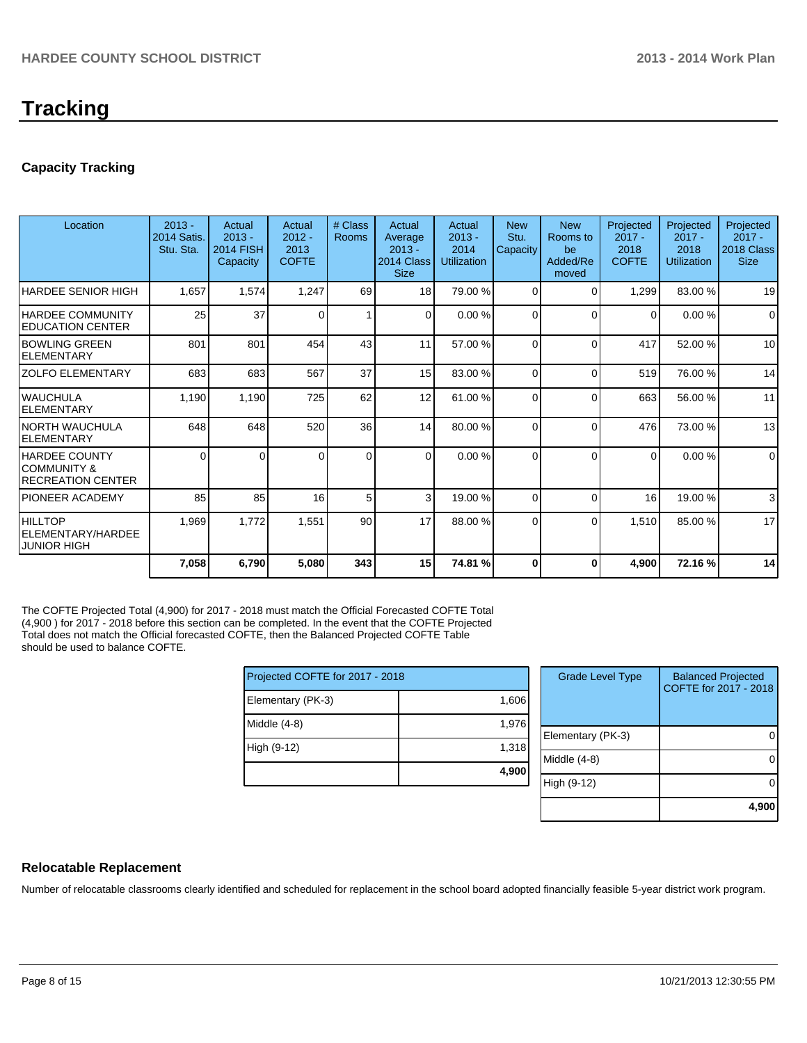# Tracking

## Capacity Tracking

| Location | 2013 - 2014 Satis. Stu. Sta. | Actual 2013 - 2014 FISH Capacity | Actual 2012 - 2013 COFTE | # Class Rooms | Actual Average 2013 - 2014 Class Size | Actual 2013 - 2014 Utilization | New Stu. Capacity | New Rooms to be Added/Removed | Projected 2017 - 2018 COFTE | Projected 2017 - 2018 Utilization | Projected 2017 - 2018 Class Size |
|---|---|---|---|---|---|---|---|---|---|---|---|
| HARDEE SENIOR HIGH | 1,657 | 1,574 | 1,247 | 69 | 18 | 79.00 % | 0 | 0 | 1,299 | 83.00 % | 19 |
| HARDEE COMMUNITY EDUCATION CENTER | 25 | 37 | 0 | 1 | 0 | 0.00 % | 0 | 0 | 0 | 0.00 % | 0 |
| BOWLING GREEN ELEMENTARY | 801 | 801 | 454 | 43 | 11 | 57.00 % | 0 | 0 | 417 | 52.00 % | 10 |
| ZOLFO ELEMENTARY | 683 | 683 | 567 | 37 | 15 | 83.00 % | 0 | 0 | 519 | 76.00 % | 14 |
| WAUCHULA ELEMENTARY | 1,190 | 1,190 | 725 | 62 | 12 | 61.00 % | 0 | 0 | 663 | 56.00 % | 11 |
| NORTH WAUCHULA ELEMENTARY | 648 | 648 | 520 | 36 | 14 | 80.00 % | 0 | 0 | 476 | 73.00 % | 13 |
| HARDEE COUNTY COMMUNITY & RECREATION CENTER | 0 | 0 | 0 | 0 | 0 | 0.00 % | 0 | 0 | 0 | 0.00 % | 0 |
| PIONEER ACADEMY | 85 | 85 | 16 | 5 | 3 | 19.00 % | 0 | 0 | 16 | 19.00 % | 3 |
| HILLTOP ELEMENTARY/HARDEE JUNIOR HIGH | 1,969 | 1,772 | 1,551 | 90 | 17 | 88.00 % | 0 | 0 | 1,510 | 85.00 % | 17 |
| | **7,058** | **6,790** | **5,080** | **343** | **15** | **74.81 %** | **0** | **0** | **4,900** | **72.16 %** | **14** |

The COFTE Projected Total (4,900) for 2017 - 2018 must match the Official Forecasted COFTE Total (4,900 ) for 2017 - 2018 before this section can be completed. In the event that the COFTE Projected Total does not match the Official forecasted COFTE, then the Balanced Projected COFTE Table should be used to balance COFTE.

| Projected COFTE for 2017 - 2018 | |
|---|---|
| Elementary (PK-3) | 1,606 |
| Middle (4-8) | 1,976 |
| High (9-12) | 1,318 |
| | **4,900** |

| Grade Level Type | Balanced Projected COFTE for 2017 - 2018 |
|---|---|
| Elementary (PK-3) | 0 |
| Middle (4-8) | 0 |
| High (9-12) | 0 |
| | **4,900** |

## Relocatable Replacement

Number of relocatable classrooms clearly identified and scheduled for replacement in the school board adopted financially feasible 5-year district work program.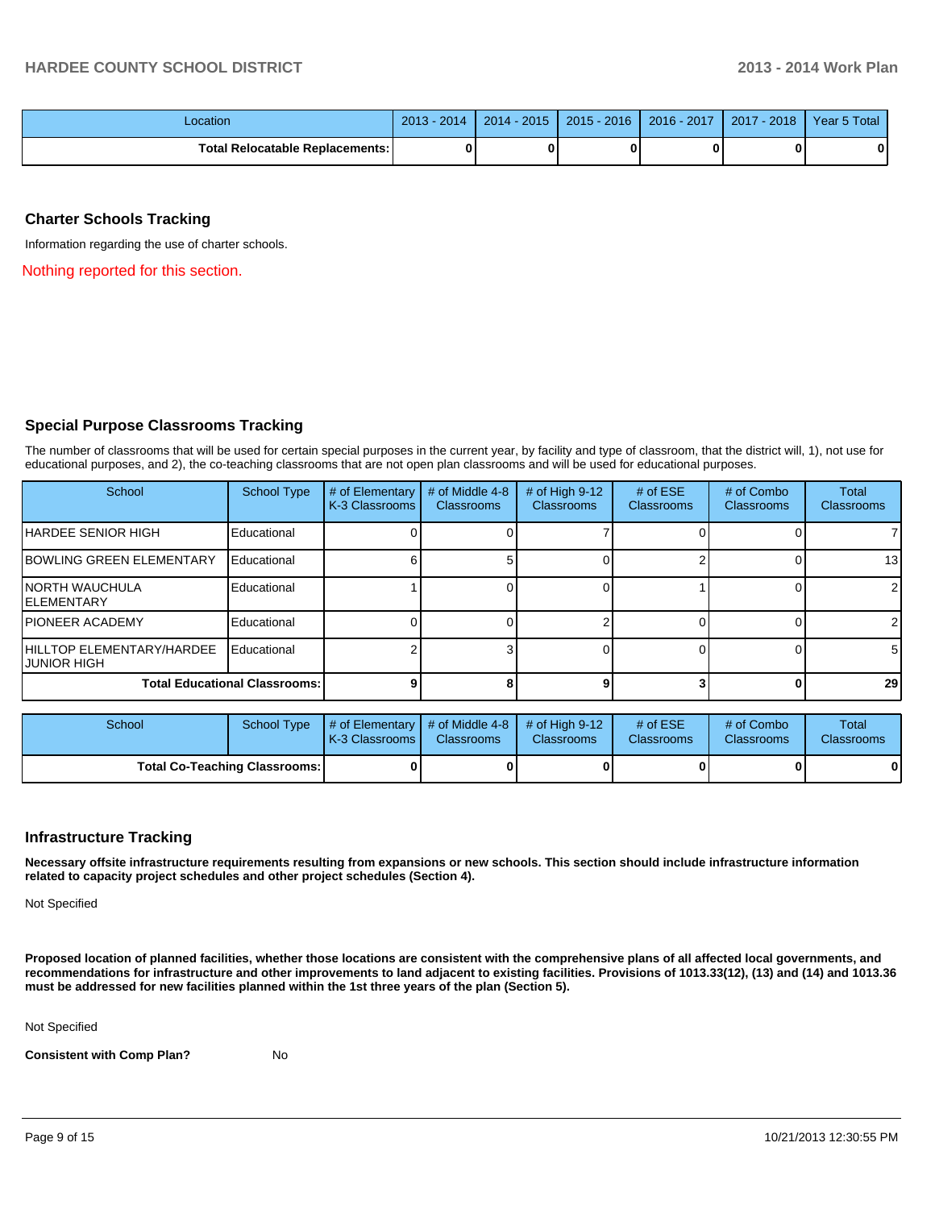| Location | 2013 - 2014 | 2014 - 2015 | 2015 - 2016 | 2016 - 2017 | 2017 - 2018 | Year 5 Total |
|---|---|---|---|---|---|---|
| **Total Relocatable Replacements:** | **0** | **0** | **0** | **0** | **0** | **0** |

## Charter Schools Tracking

Information regarding the use of charter schools.

Nothing reported for this section.

## Special Purpose Classrooms Tracking

The number of classrooms that will be used for certain special purposes in the current year, by facility and type of classroom, that the district will, 1), not use for educational purposes, and 2), the co-teaching classrooms that are not open plan classrooms and will be used for educational purposes.

| School | School Type | # of Elementary K-3 Classrooms | # of Middle 4-8 Classrooms | # of High 9-12 Classrooms | # of ESE Classrooms | # of Combo Classrooms | Total Classrooms |
|---|---|---|---|---|---|---|---|
| HARDEE SENIOR HIGH | Educational | 0 | 0 | 7 | 0 | 0 | 7 |
| BOWLING GREEN ELEMENTARY | Educational | 6 | 5 | 0 | 2 | 0 | 13 |
| NORTH WAUCHULA ELEMENTARY | Educational | 1 | 0 | 0 | 1 | 0 | 2 |
| PIONEER ACADEMY | Educational | 0 | 0 | 2 | 0 | 0 | 2 |
| HILLTOP ELEMENTARY/HARDEE JUNIOR HIGH | Educational | 2 | 3 | 0 | 0 | 0 | 5 |
| **Total Educational Classrooms:** | | **9** | **8** | **9** | **3** | **0** | **29** |

| School | School Type | # of Elementary K-3 Classrooms | # of Middle 4-8 Classrooms | # of High 9-12 Classrooms | # of ESE Classrooms | # of Combo Classrooms | Total Classrooms |
|---|---|---|---|---|---|---|---|
| **Total Co-Teaching Classrooms:** | | **0** | **0** | **0** | **0** | **0** | **0** |

## Infrastructure Tracking

**Necessary offsite infrastructure requirements resulting from expansions or new schools. This section should include infrastructure information related to capacity project schedules and other project schedules (Section 4).**

Not Specified

**Proposed location of planned facilities, whether those locations are consistent with the comprehensive plans of all affected local governments, and recommendations for infrastructure and other improvements to land adjacent to existing facilities. Provisions of 1013.33(12), (13) and (14) and 1013.36 must be addressed for new facilities planned within the 1st three years of the plan (Section 5).**

Not Specified

**Consistent with Comp Plan?** No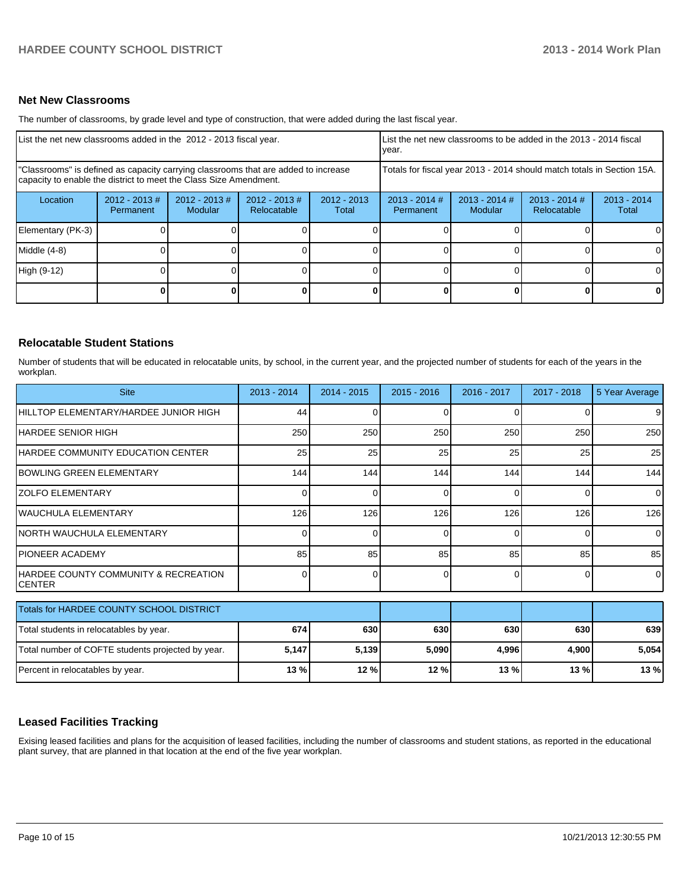## Net New Classrooms

The number of classrooms, by grade level and type of construction, that were added during the last fiscal year.

| List the net new classrooms added in the 2012 - 2013 fiscal year. | | | | | List the net new classrooms to be added in the 2013 - 2014 fiscal year. | | | |
|---|---|---|---|---|---|---|---|---|
| "Classrooms" is defined as capacity carrying classrooms that are added to increase capacity to enable the district to meet the Class Size Amendment. | | | | | Totals for fiscal year 2013 - 2014 should match totals in Section 15A. | | | |
| Location | 2012 - 2013 # Permanent | 2012 - 2013 # Modular | 2012 - 2013 # Relocatable | 2012 - 2013 Total | 2013 - 2014 # Permanent | 2013 - 2014 # Modular | 2013 - 2014 # Relocatable | 2013 - 2014 Total |
| Elementary (PK-3) | 0 | 0 | 0 | 0 | 0 | 0 | 0 | 0 |
| Middle (4-8) | 0 | 0 | 0 | 0 | 0 | 0 | 0 | 0 |
| High (9-12) | 0 | 0 | 0 | 0 | 0 | 0 | 0 | 0 |
| | **0** | **0** | **0** | **0** | **0** | **0** | **0** | **0** |

## Relocatable Student Stations

Number of students that will be educated in relocatable units, by school, in the current year, and the projected number of students for each of the years in the workplan.

| Site | 2013 - 2014 | 2014 - 2015 | 2015 - 2016 | 2016 - 2017 | 2017 - 2018 | 5 Year Average |
|---|---|---|---|---|---|---|
| HILLTOP ELEMENTARY/HARDEE JUNIOR HIGH | 44 | 0 | 0 | 0 | 0 | 9 |
| HARDEE SENIOR HIGH | 250 | 250 | 250 | 250 | 250 | 250 |
| HARDEE COMMUNITY EDUCATION CENTER | 25 | 25 | 25 | 25 | 25 | 25 |
| BOWLING GREEN ELEMENTARY | 144 | 144 | 144 | 144 | 144 | 144 |
| ZOLFO ELEMENTARY | 0 | 0 | 0 | 0 | 0 | 0 |
| WAUCHULA ELEMENTARY | 126 | 126 | 126 | 126 | 126 | 126 |
| NORTH WAUCHULA ELEMENTARY | 0 | 0 | 0 | 0 | 0 | 0 |
| PIONEER ACADEMY | 85 | 85 | 85 | 85 | 85 | 85 |
| HARDEE COUNTY COMMUNITY & RECREATION CENTER | 0 | 0 | 0 | 0 | 0 | 0 |
| Totals for HARDEE COUNTY SCHOOL DISTRICT | | | | | | |
| Total students in relocatables by year. | **674** | **630** | **630** | **630** | **630** | **639** |
| Total number of COFTE students projected by year. | **5,147** | **5,139** | **5,090** | **4,996** | **4,900** | **5,054** |
| Percent in relocatables by year. | **13 %** | **12 %** | **12 %** | **13 %** | **13 %** | **13 %** |

## Leased Facilities Tracking

Exising leased facilities and plans for the acquisition of leased facilities, including the number of classrooms and student stations, as reported in the educational plant survey, that are planned in that location at the end of the five year workplan.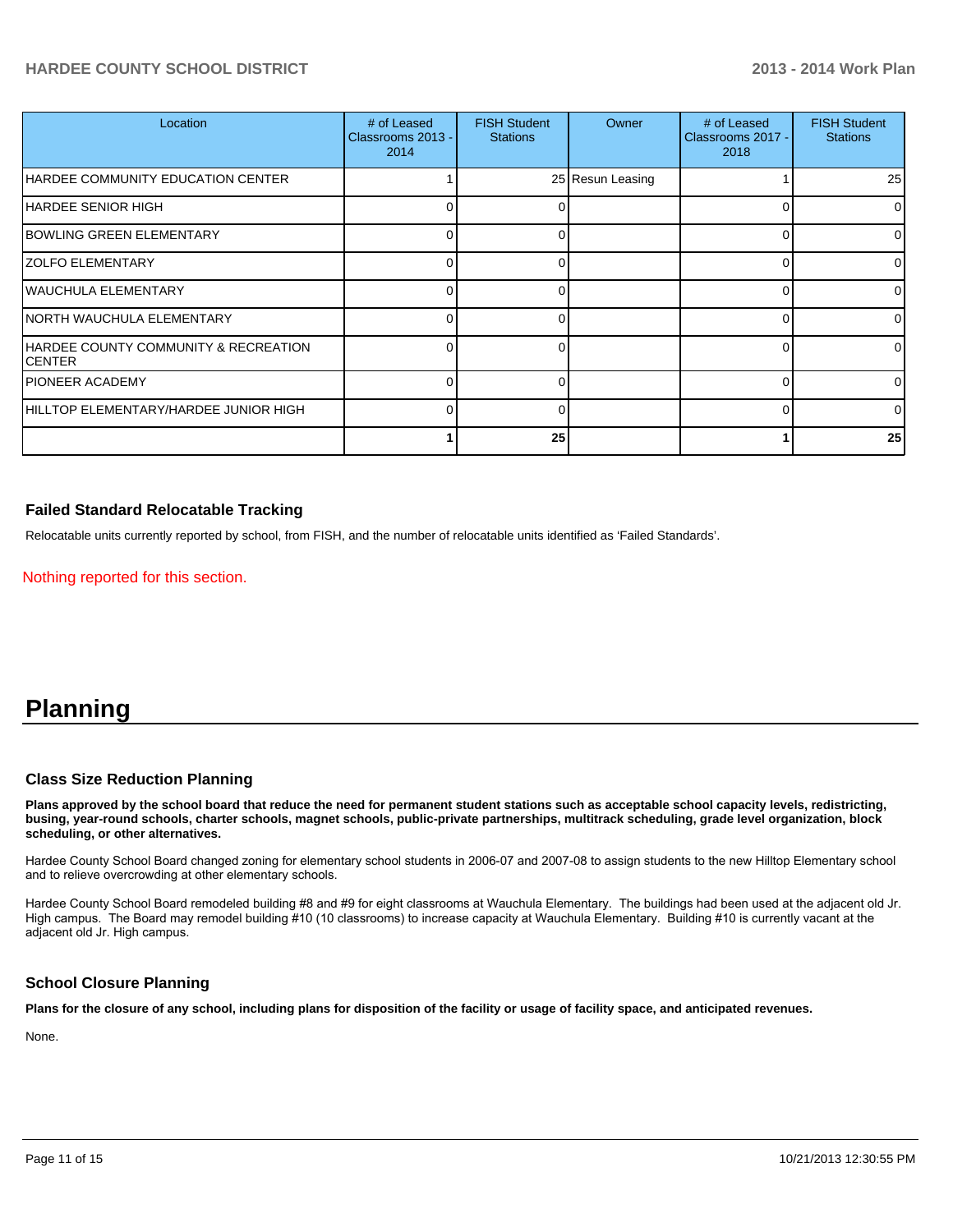| Location | # of Leased Classrooms 2013 - 2014 | FISH Student Stations | Owner | # of Leased Classrooms 2017 - 2018 | FISH Student Stations |
|---|---|---|---|---|---|
| HARDEE COMMUNITY EDUCATION CENTER | 1 | 25 | Resun Leasing | 1 | 25 |
| HARDEE SENIOR HIGH | 0 | 0 | | 0 | 0 |
| BOWLING GREEN ELEMENTARY | 0 | 0 | | 0 | 0 |
| ZOLFO ELEMENTARY | 0 | 0 | | 0 | 0 |
| WAUCHULA ELEMENTARY | 0 | 0 | | 0 | 0 |
| NORTH WAUCHULA ELEMENTARY | 0 | 0 | | 0 | 0 |
| HARDEE COUNTY COMMUNITY & RECREATION CENTER | 0 | 0 | | 0 | 0 |
| PIONEER ACADEMY | 0 | 0 | | 0 | 0 |
| HILLTOP ELEMENTARY/HARDEE JUNIOR HIGH | 0 | 0 | | 0 | 0 |
| | **1** | **25** | | **1** | **25** |

### Failed Standard Relocatable Tracking

Relocatable units currently reported by school, from FISH, and the number of relocatable units identified as 'Failed Standards'.

Nothing reported for this section.

# Planning

### Class Size Reduction Planning

**Plans approved by the school board that reduce the need for permanent student stations such as acceptable school capacity levels, redistricting, busing, year-round schools, charter schools, magnet schools, public-private partnerships, multitrack scheduling, grade level organization, block scheduling, or other alternatives.**

Hardee County School Board changed zoning for elementary school students in 2006-07 and 2007-08 to assign students to the new Hilltop Elementary school and to relieve overcrowding at other elementary schools.

Hardee County School Board remodeled building #8 and #9 for eight classrooms at Wauchula Elementary. The buildings had been used at the adjacent old Jr. High campus. The Board may remodel building #10 (10 classrooms) to increase capacity at Wauchula Elementary. Building #10 is currently vacant at the adjacent old Jr. High campus.

### School Closure Planning

**Plans for the closure of any school, including plans for disposition of the facility or usage of facility space, and anticipated revenues.**

None.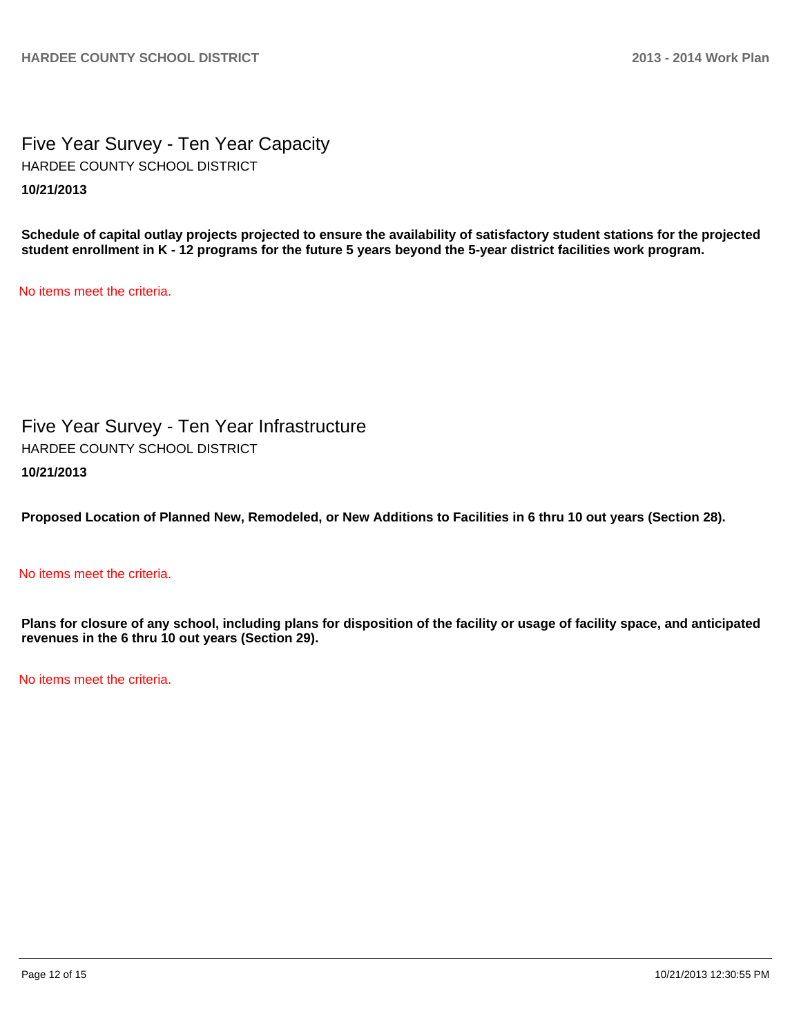## Five Year Survey - Ten Year Capacity

HARDEE COUNTY SCHOOL DISTRICT

**10/21/2013**

**Schedule of capital outlay projects projected to ensure the availability of satisfactory student stations for the projected student enrollment in K - 12 programs for the future 5 years beyond the 5-year district facilities work program.**

No items meet the criteria.

## Five Year Survey - Ten Year Infrastructure

HARDEE COUNTY SCHOOL DISTRICT

**10/21/2013**

**Proposed Location of Planned New, Remodeled, or New Additions to Facilities in 6 thru 10 out years (Section 28).**

No items meet the criteria.

**Plans for closure of any school, including plans for disposition of the facility or usage of facility space, and anticipated revenues in the 6 thru 10 out years (Section 29).**

No items meet the criteria.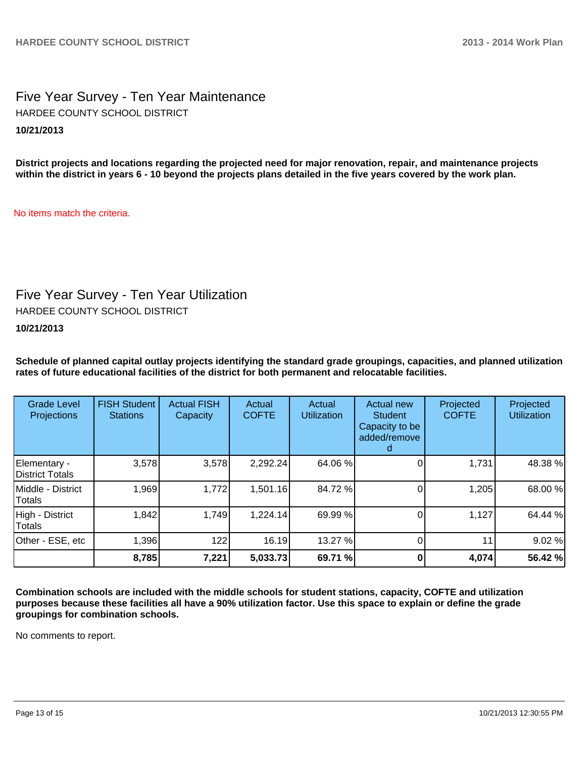## Five Year Survey - Ten Year Maintenance

HARDEE COUNTY SCHOOL DISTRICT

**10/21/2013**

**District projects and locations regarding the projected need for major renovation, repair, and maintenance projects within the district in years 6 - 10 beyond the projects plans detailed in the five years covered by the work plan.**

No items match the criteria.

## Five Year Survey - Ten Year Utilization

HARDEE COUNTY SCHOOL DISTRICT

**10/21/2013**

**Schedule of planned capital outlay projects identifying the standard grade groupings, capacities, and planned utilization rates of future educational facilities of the district for both permanent and relocatable facilities.**

| Grade Level Projections | FISH Student Stations | Actual FISH Capacity | Actual COFTE | Actual Utilization | Actual new Student Capacity to be added/removed | Projected COFTE | Projected Utilization |
|---|---|---|---|---|---|---|---|
| Elementary - District Totals | 3,578 | 3,578 | 2,292.24 | 64.06 % | 0 | 1,731 | 48.38 % |
| Middle - District Totals | 1,969 | 1,772 | 1,501.16 | 84.72 % | 0 | 1,205 | 68.00 % |
| High - District Totals | 1,842 | 1,749 | 1,224.14 | 69.99 % | 0 | 1,127 | 64.44 % |
| Other - ESE, etc | 1,396 | 122 | 16.19 | 13.27 % | 0 | 11 | 9.02 % |
| | **8,785** | **7,221** | **5,033.73** | **69.71 %** | **0** | **4,074** | **56.42 %** |

**Combination schools are included with the middle schools for student stations, capacity, COFTE and utilization purposes because these facilities all have a 90% utilization factor. Use this space to explain or define the grade groupings for combination schools.**

No comments to report.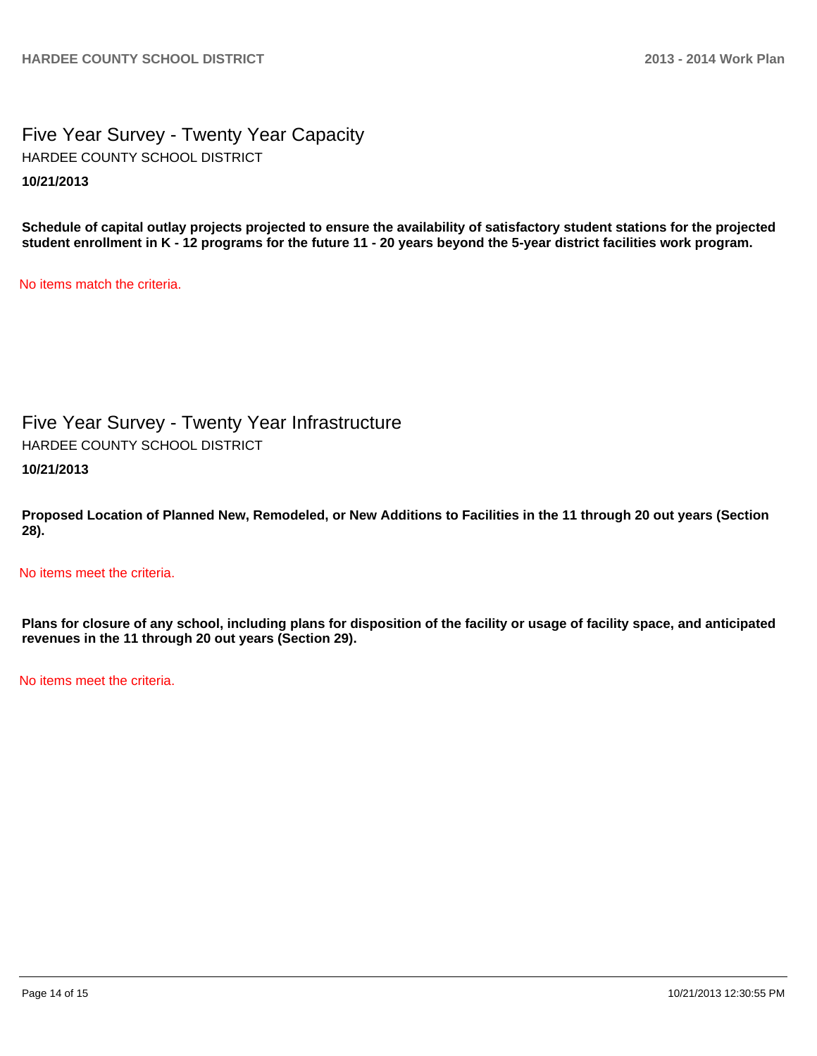# Five Year Survey - Twenty Year Capacity

HARDEE COUNTY SCHOOL DISTRICT

**10/21/2013**

**Schedule of capital outlay projects projected to ensure the availability of satisfactory student stations for the projected student enrollment in K - 12 programs for the future 11 - 20 years beyond the 5-year district facilities work program.**

No items match the criteria.

# Five Year Survey - Twenty Year Infrastructure

HARDEE COUNTY SCHOOL DISTRICT

**10/21/2013**

**Proposed Location of Planned New, Remodeled, or New Additions to Facilities in the 11 through 20 out years (Section 28).**

No items meet the criteria.

**Plans for closure of any school, including plans for disposition of the facility or usage of facility space, and anticipated revenues in the 11 through 20 out years (Section 29).**

No items meet the criteria.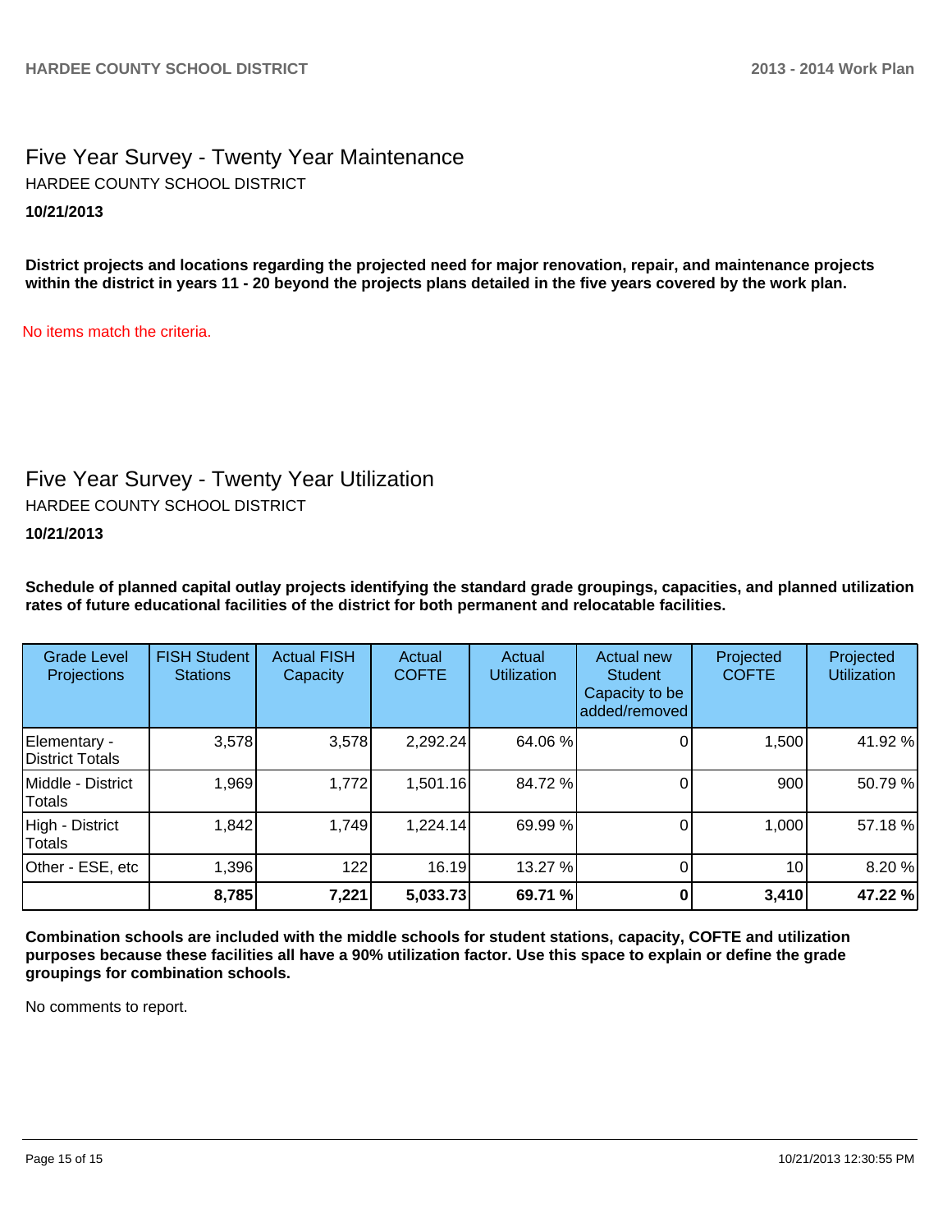## Five Year Survey - Twenty Year Maintenance

HARDEE COUNTY SCHOOL DISTRICT

**10/21/2013**

**District projects and locations regarding the projected need for major renovation, repair, and maintenance projects within the district in years 11 - 20 beyond the projects plans detailed in the five years covered by the work plan.**

No items match the criteria.

## Five Year Survey - Twenty Year Utilization

HARDEE COUNTY SCHOOL DISTRICT

**10/21/2013**

**Schedule of planned capital outlay projects identifying the standard grade groupings, capacities, and planned utilization rates of future educational facilities of the district for both permanent and relocatable facilities.**

| Grade Level Projections | FISH Student Stations | Actual FISH Capacity | Actual COFTE | Actual Utilization | Actual new Student Capacity to be added/removed | Projected COFTE | Projected Utilization |
|---|---|---|---|---|---|---|---|
| Elementary - District Totals | 3,578 | 3,578 | 2,292.24 | 64.06 % | 0 | 1,500 | 41.92 % |
| Middle - District Totals | 1,969 | 1,772 | 1,501.16 | 84.72 % | 0 | 900 | 50.79 % |
| High - District Totals | 1,842 | 1,749 | 1,224.14 | 69.99 % | 0 | 1,000 | 57.18 % |
| Other - ESE, etc | 1,396 | 122 | 16.19 | 13.27 % | 0 | 10 | 8.20 % |
| | **8,785** | **7,221** | **5,033.73** | **69.71 %** | **0** | **3,410** | **47.22 %** |

**Combination schools are included with the middle schools for student stations, capacity, COFTE and utilization purposes because these facilities all have a 90% utilization factor. Use this space to explain or define the grade groupings for combination schools.**

No comments to report.